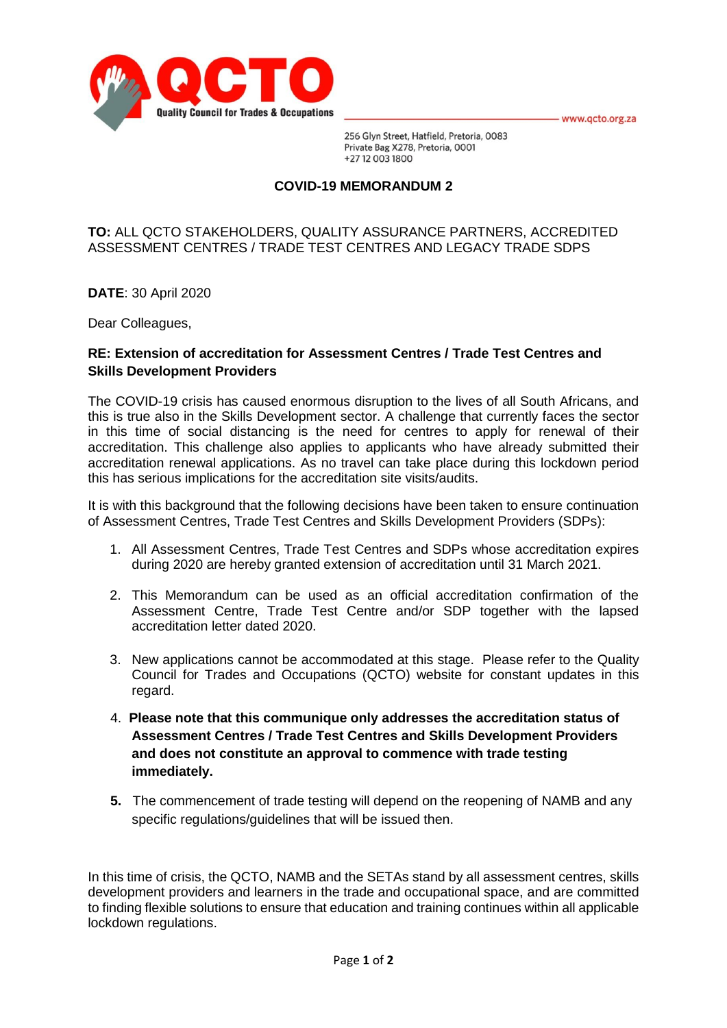QCTO

Quality Council for Trades & Occupations

www.qcto.org.za

256 Glyn Street, Hatfield, Pretoria, 0083
Private Bag X278, Pretoria, 0001
+27 12 003 1800

## COVID-19 MEMORANDUM 2

**TO:** ALL QCTO STAKEHOLDERS, QUALITY ASSURANCE PARTNERS, ACCREDITED ASSESSMENT CENTRES / TRADE TEST CENTRES AND LEGACY TRADE SDPS

**DATE**: 30 April 2020

Dear Colleagues,

**RE: Extension of accreditation for Assessment Centres / Trade Test Centres and Skills Development Providers**

The COVID-19 crisis has caused enormous disruption to the lives of all South Africans, and this is true also in the Skills Development sector. A challenge that currently faces the sector in this time of social distancing is the need for centres to apply for renewal of their accreditation. This challenge also applies to applicants who have already submitted their accreditation renewal applications. As no travel can take place during this lockdown period this has serious implications for the accreditation site visits/audits.

It is with this background that the following decisions have been taken to ensure continuation of Assessment Centres, Trade Test Centres and Skills Development Providers (SDPs):

1. All Assessment Centres, Trade Test Centres and SDPs whose accreditation expires during 2020 are hereby granted extension of accreditation until 31 March 2021.

2. This Memorandum can be used as an official accreditation confirmation of the Assessment Centre, Trade Test Centre and/or SDP together with the lapsed accreditation letter dated 2020.

3. New applications cannot be accommodated at this stage. Please refer to the Quality Council for Trades and Occupations (QCTO) website for constant updates in this regard.

4. **Please note that this communique only addresses the accreditation status of Assessment Centres / Trade Test Centres and Skills Development Providers and does not constitute an approval to commence with trade testing immediately.**

5. The commencement of trade testing will depend on the reopening of NAMB and any specific regulations/guidelines that will be issued then.

In this time of crisis, the QCTO, NAMB and the SETAs stand by all assessment centres, skills development providers and learners in the trade and occupational space, and are committed to finding flexible solutions to ensure that education and training continues within all applicable lockdown regulations.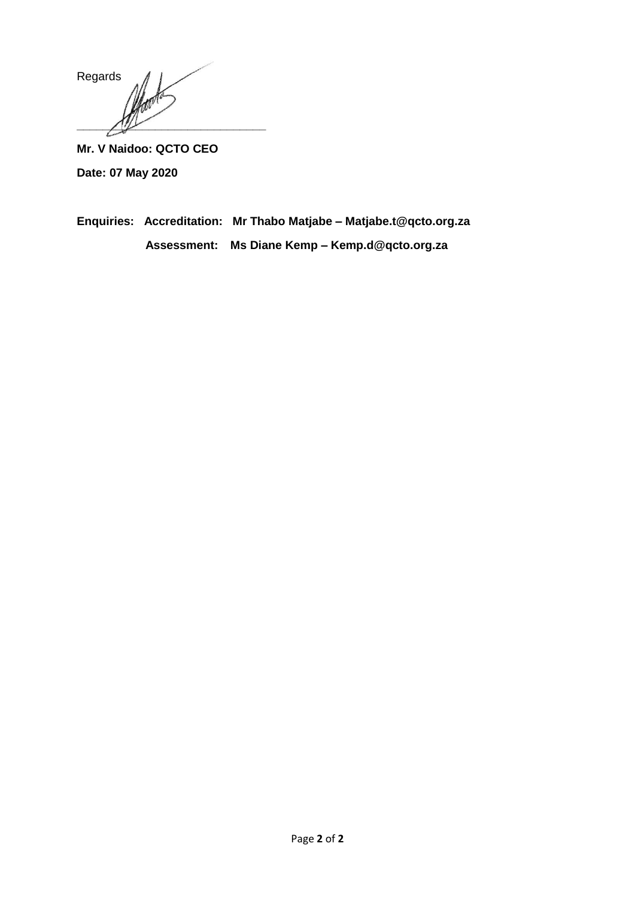Regards

\_\_\_\_\_\_\_\_\_\_\_\_\_\_\_\_\_\_\_\_\_\_\_\_\_\_\_\_\_\_

**Mr. V Naidoo: QCTO CEO**

**Date: 07 May 2020**

**Enquiries: Accreditation: Mr Thabo Matjabe – Matjabe.t@qcto.org.za**

**Assessment: Ms Diane Kemp – Kemp.d@qcto.org.za**